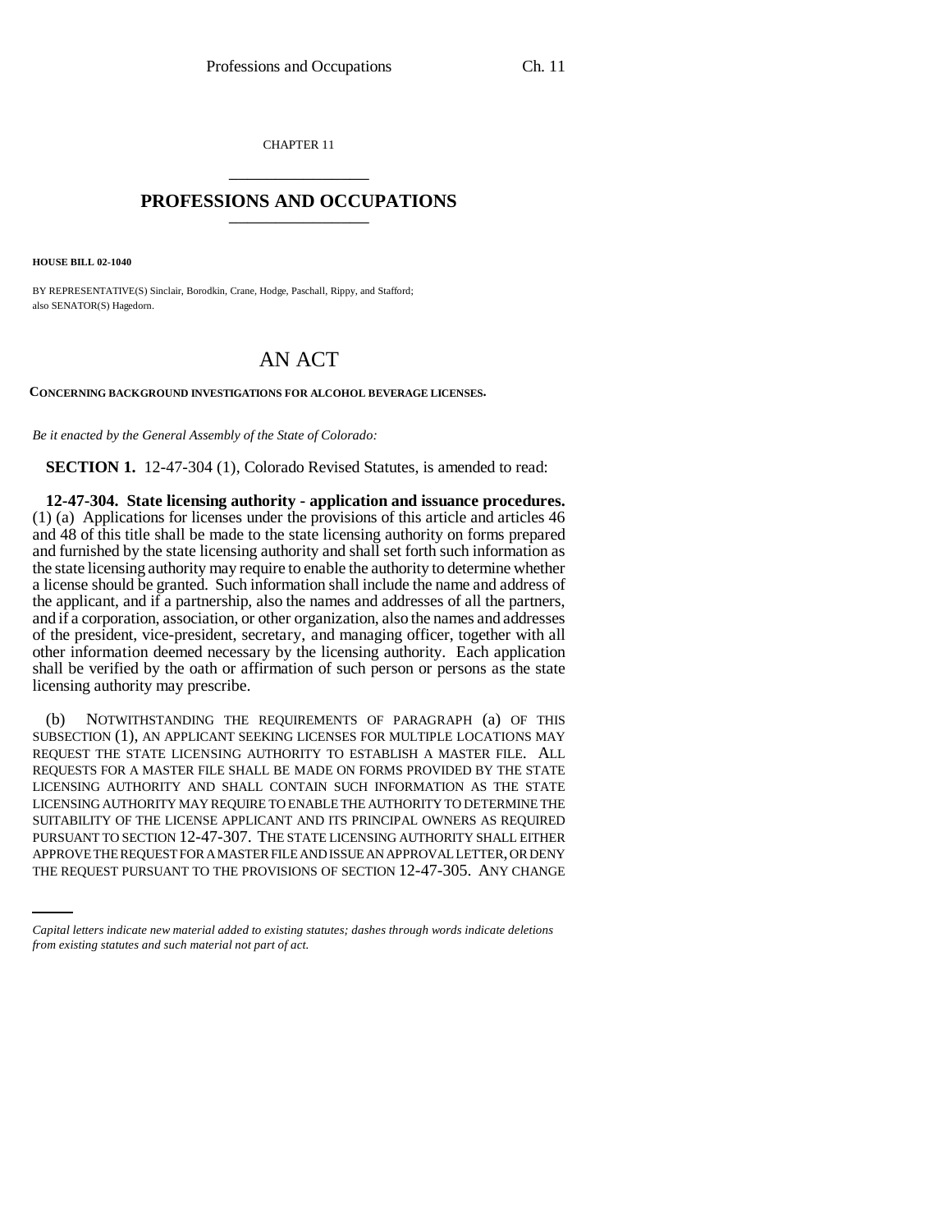CHAPTER 11

# PROFESSIONS AND OCCUPATIONS

**HOUSE BILL 02-1040**

BY REPRESENTATIVE(S) Sinclair, Borodkin, Crane, Hodge, Paschall, Rippy, and Stafford;
also SENATOR(S) Hagedorn.

# AN ACT

**CONCERNING BACKGROUND INVESTIGATIONS FOR ALCOHOL BEVERAGE LICENSES.**

*Be it enacted by the General Assembly of the State of Colorado:*

**SECTION 1.** 12-47-304 (1), Colorado Revised Statutes, is amended to read:

**12-47-304. State licensing authority - application and issuance procedures.** (1) (a) Applications for licenses under the provisions of this article and articles 46 and 48 of this title shall be made to the state licensing authority on forms prepared and furnished by the state licensing authority and shall set forth such information as the state licensing authority may require to enable the authority to determine whether a license should be granted. Such information shall include the name and address of the applicant, and if a partnership, also the names and addresses of all the partners, and if a corporation, association, or other organization, also the names and addresses of the president, vice-president, secretary, and managing officer, together with all other information deemed necessary by the licensing authority. Each application shall be verified by the oath or affirmation of such person or persons as the state licensing authority may prescribe.

(b) NOTWITHSTANDING THE REQUIREMENTS OF PARAGRAPH (a) OF THIS SUBSECTION (1), AN APPLICANT SEEKING LICENSES FOR MULTIPLE LOCATIONS MAY REQUEST THE STATE LICENSING AUTHORITY TO ESTABLISH A MASTER FILE. ALL REQUESTS FOR A MASTER FILE SHALL BE MADE ON FORMS PROVIDED BY THE STATE LICENSING AUTHORITY AND SHALL CONTAIN SUCH INFORMATION AS THE STATE LICENSING AUTHORITY MAY REQUIRE TO ENABLE THE AUTHORITY TO DETERMINE THE SUITABILITY OF THE LICENSE APPLICANT AND ITS PRINCIPAL OWNERS AS REQUIRED PURSUANT TO SECTION 12-47-307. THE STATE LICENSING AUTHORITY SHALL EITHER APPROVE THE REQUEST FOR A MASTER FILE AND ISSUE AN APPROVAL LETTER, OR DENY THE REQUEST PURSUANT TO THE PROVISIONS OF SECTION 12-47-305. ANY CHANGE

*Capital letters indicate new material added to existing statutes; dashes through words indicate deletions from existing statutes and such material not part of act.*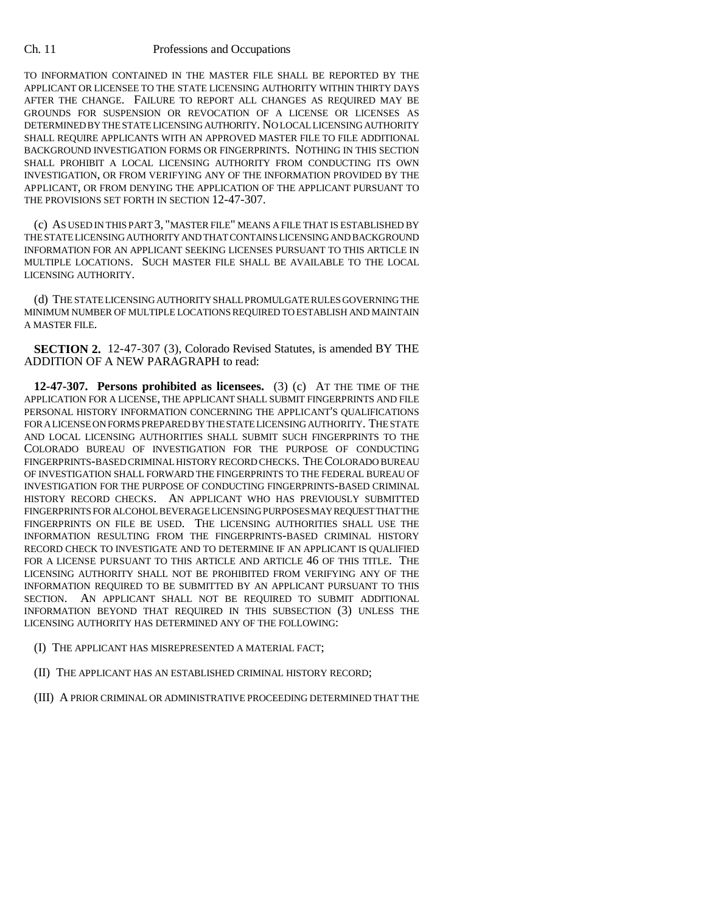TO INFORMATION CONTAINED IN THE MASTER FILE SHALL BE REPORTED BY THE APPLICANT OR LICENSEE TO THE STATE LICENSING AUTHORITY WITHIN THIRTY DAYS AFTER THE CHANGE. FAILURE TO REPORT ALL CHANGES AS REQUIRED MAY BE GROUNDS FOR SUSPENSION OR REVOCATION OF A LICENSE OR LICENSES AS DETERMINED BY THE STATE LICENSING AUTHORITY. NO LOCAL LICENSING AUTHORITY SHALL REQUIRE APPLICANTS WITH AN APPROVED MASTER FILE TO FILE ADDITIONAL BACKGROUND INVESTIGATION FORMS OR FINGERPRINTS. NOTHING IN THIS SECTION SHALL PROHIBIT A LOCAL LICENSING AUTHORITY FROM CONDUCTING ITS OWN INVESTIGATION, OR FROM VERIFYING ANY OF THE INFORMATION PROVIDED BY THE APPLICANT, OR FROM DENYING THE APPLICATION OF THE APPLICANT PURSUANT TO THE PROVISIONS SET FORTH IN SECTION 12-47-307.

(c) AS USED IN THIS PART 3, "MASTER FILE" MEANS A FILE THAT IS ESTABLISHED BY THE STATE LICENSING AUTHORITY AND THAT CONTAINS LICENSING AND BACKGROUND INFORMATION FOR AN APPLICANT SEEKING LICENSES PURSUANT TO THIS ARTICLE IN MULTIPLE LOCATIONS. SUCH MASTER FILE SHALL BE AVAILABLE TO THE LOCAL LICENSING AUTHORITY.

(d) THE STATE LICENSING AUTHORITY SHALL PROMULGATE RULES GOVERNING THE MINIMUM NUMBER OF MULTIPLE LOCATIONS REQUIRED TO ESTABLISH AND MAINTAIN A MASTER FILE.

**SECTION 2.** 12-47-307 (3), Colorado Revised Statutes, is amended BY THE ADDITION OF A NEW PARAGRAPH to read:

**12-47-307. Persons prohibited as licensees.** (3) (c) AT THE TIME OF THE APPLICATION FOR A LICENSE, THE APPLICANT SHALL SUBMIT FINGERPRINTS AND FILE PERSONAL HISTORY INFORMATION CONCERNING THE APPLICANT'S QUALIFICATIONS FOR A LICENSE ON FORMS PREPARED BY THE STATE LICENSING AUTHORITY. THE STATE AND LOCAL LICENSING AUTHORITIES SHALL SUBMIT SUCH FINGERPRINTS TO THE COLORADO BUREAU OF INVESTIGATION FOR THE PURPOSE OF CONDUCTING FINGERPRINTS-BASED CRIMINAL HISTORY RECORD CHECKS. THE COLORADO BUREAU OF INVESTIGATION SHALL FORWARD THE FINGERPRINTS TO THE FEDERAL BUREAU OF INVESTIGATION FOR THE PURPOSE OF CONDUCTING FINGERPRINTS-BASED CRIMINAL HISTORY RECORD CHECKS. AN APPLICANT WHO HAS PREVIOUSLY SUBMITTED FINGERPRINTS FOR ALCOHOL BEVERAGE LICENSING PURPOSES MAY REQUEST THAT THE FINGERPRINTS ON FILE BE USED. THE LICENSING AUTHORITIES SHALL USE THE INFORMATION RESULTING FROM THE FINGERPRINTS-BASED CRIMINAL HISTORY RECORD CHECK TO INVESTIGATE AND TO DETERMINE IF AN APPLICANT IS QUALIFIED FOR A LICENSE PURSUANT TO THIS ARTICLE AND ARTICLE 46 OF THIS TITLE. THE LICENSING AUTHORITY SHALL NOT BE PROHIBITED FROM VERIFYING ANY OF THE INFORMATION REQUIRED TO BE SUBMITTED BY AN APPLICANT PURSUANT TO THIS SECTION. AN APPLICANT SHALL NOT BE REQUIRED TO SUBMIT ADDITIONAL INFORMATION BEYOND THAT REQUIRED IN THIS SUBSECTION (3) UNLESS THE LICENSING AUTHORITY HAS DETERMINED ANY OF THE FOLLOWING:

(I) THE APPLICANT HAS MISREPRESENTED A MATERIAL FACT;

(II) THE APPLICANT HAS AN ESTABLISHED CRIMINAL HISTORY RECORD;

(III) A PRIOR CRIMINAL OR ADMINISTRATIVE PROCEEDING DETERMINED THAT THE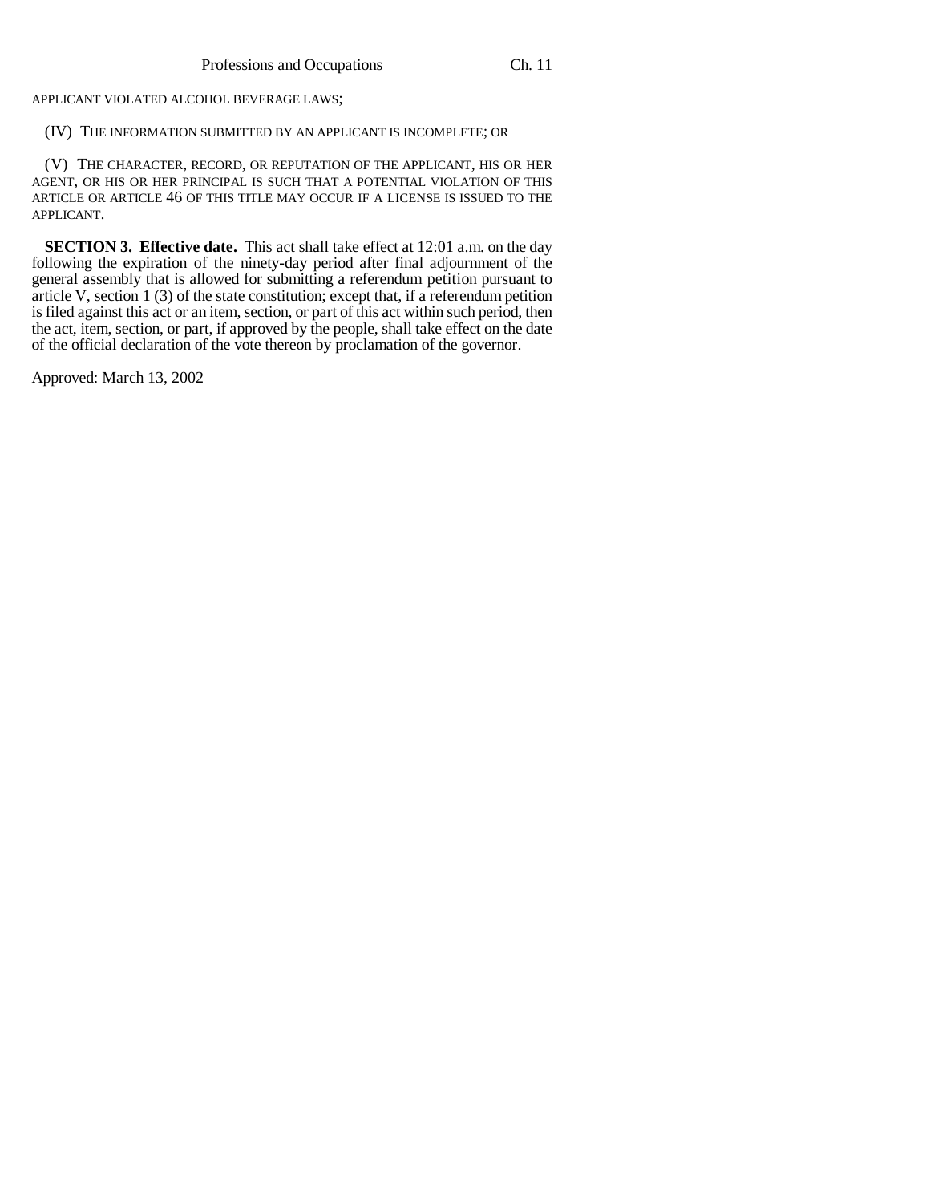APPLICANT VIOLATED ALCOHOL BEVERAGE LAWS;

(IV) THE INFORMATION SUBMITTED BY AN APPLICANT IS INCOMPLETE; OR

(V) THE CHARACTER, RECORD, OR REPUTATION OF THE APPLICANT, HIS OR HER AGENT, OR HIS OR HER PRINCIPAL IS SUCH THAT A POTENTIAL VIOLATION OF THIS ARTICLE OR ARTICLE 46 OF THIS TITLE MAY OCCUR IF A LICENSE IS ISSUED TO THE APPLICANT.

**SECTION 3. Effective date.** This act shall take effect at 12:01 a.m. on the day following the expiration of the ninety-day period after final adjournment of the general assembly that is allowed for submitting a referendum petition pursuant to article V, section 1 (3) of the state constitution; except that, if a referendum petition is filed against this act or an item, section, or part of this act within such period, then the act, item, section, or part, if approved by the people, shall take effect on the date of the official declaration of the vote thereon by proclamation of the governor.

Approved: March 13, 2002